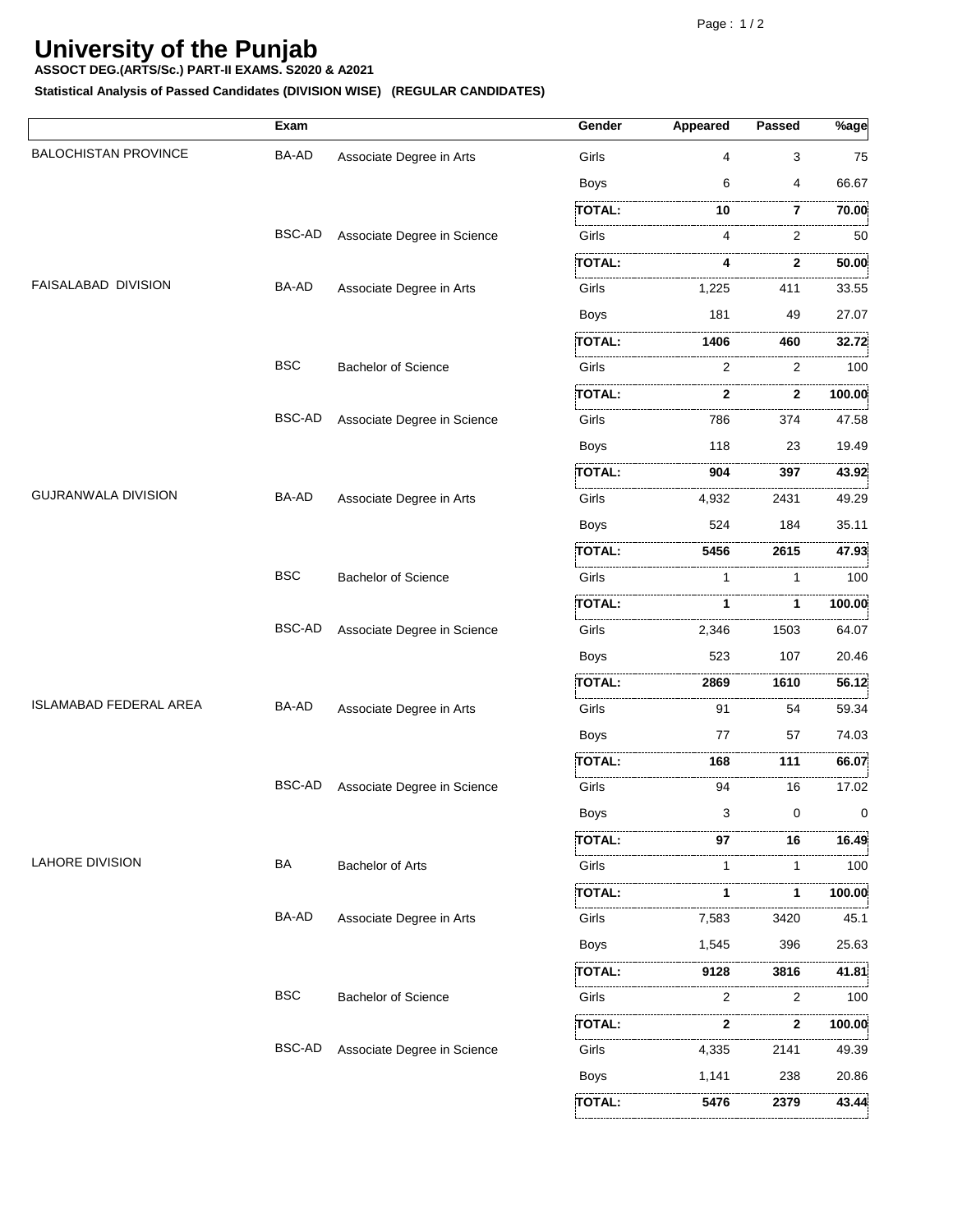# University of the Punjab

**ASSOCT DEG.(ARTS/Sc.) PART-II EXAMS. S2020 & A2021**

**Statistical Analysis of Passed Candidates (DIVISION WISE) (REGULAR CANDIDATES)**

| | Exam | | Gender | Appeared | Passed | %age |
|---|---|---|---|---|---|---|
| BALOCHISTAN PROVINCE | BA-AD | Associate Degree in Arts | Girls | 4 | 3 | 75 |
| | | | Boys | 6 | 4 | 66.67 |
| | | | **TOTAL:** | **10** | **7** | **70.00** |
| | BSC-AD | Associate Degree in Science | Girls | 4 | 2 | 50 |
| | | | **TOTAL:** | **4** | **2** | **50.00** |
| FAISALABAD DIVISION | BA-AD | Associate Degree in Arts | Girls | 1,225 | 411 | 33.55 |
| | | | Boys | 181 | 49 | 27.07 |
| | | | **TOTAL:** | **1406** | **460** | **32.72** |
| | BSC | Bachelor of Science | Girls | 2 | 2 | 100 |
| | | | **TOTAL:** | **2** | **2** | **100.00** |
| | BSC-AD | Associate Degree in Science | Girls | 786 | 374 | 47.58 |
| | | | Boys | 118 | 23 | 19.49 |
| | | | **TOTAL:** | **904** | **397** | **43.92** |
| GUJRANWALA DIVISION | BA-AD | Associate Degree in Arts | Girls | 4,932 | 2431 | 49.29 |
| | | | Boys | 524 | 184 | 35.11 |
| | | | **TOTAL:** | **5456** | **2615** | **47.93** |
| | BSC | Bachelor of Science | Girls | 1 | 1 | 100 |
| | | | **TOTAL:** | **1** | **1** | **100.00** |
| | BSC-AD | Associate Degree in Science | Girls | 2,346 | 1503 | 64.07 |
| | | | Boys | 523 | 107 | 20.46 |
| | | | **TOTAL:** | **2869** | **1610** | **56.12** |
| ISLAMABAD FEDERAL AREA | BA-AD | Associate Degree in Arts | Girls | 91 | 54 | 59.34 |
| | | | Boys | 77 | 57 | 74.03 |
| | | | **TOTAL:** | **168** | **111** | **66.07** |
| | BSC-AD | Associate Degree in Science | Girls | 94 | 16 | 17.02 |
| | | | Boys | 3 | 0 | 0 |
| | | | **TOTAL:** | **97** | **16** | **16.49** |
| LAHORE DIVISION | BA | Bachelor of Arts | Girls | 1 | 1 | 100 |
| | | | **TOTAL:** | **1** | **1** | **100.00** |
| | BA-AD | Associate Degree in Arts | Girls | 7,583 | 3420 | 45.1 |
| | | | Boys | 1,545 | 396 | 25.63 |
| | | | **TOTAL:** | **9128** | **3816** | **41.81** |
| | BSC | Bachelor of Science | Girls | 2 | 2 | 100 |
| | | | **TOTAL:** | **2** | **2** | **100.00** |
| | BSC-AD | Associate Degree in Science | Girls | 4,335 | 2141 | 49.39 |
| | | | Boys | 1,141 | 238 | 20.86 |
| | | | **TOTAL:** | **5476** | **2379** | **43.44** |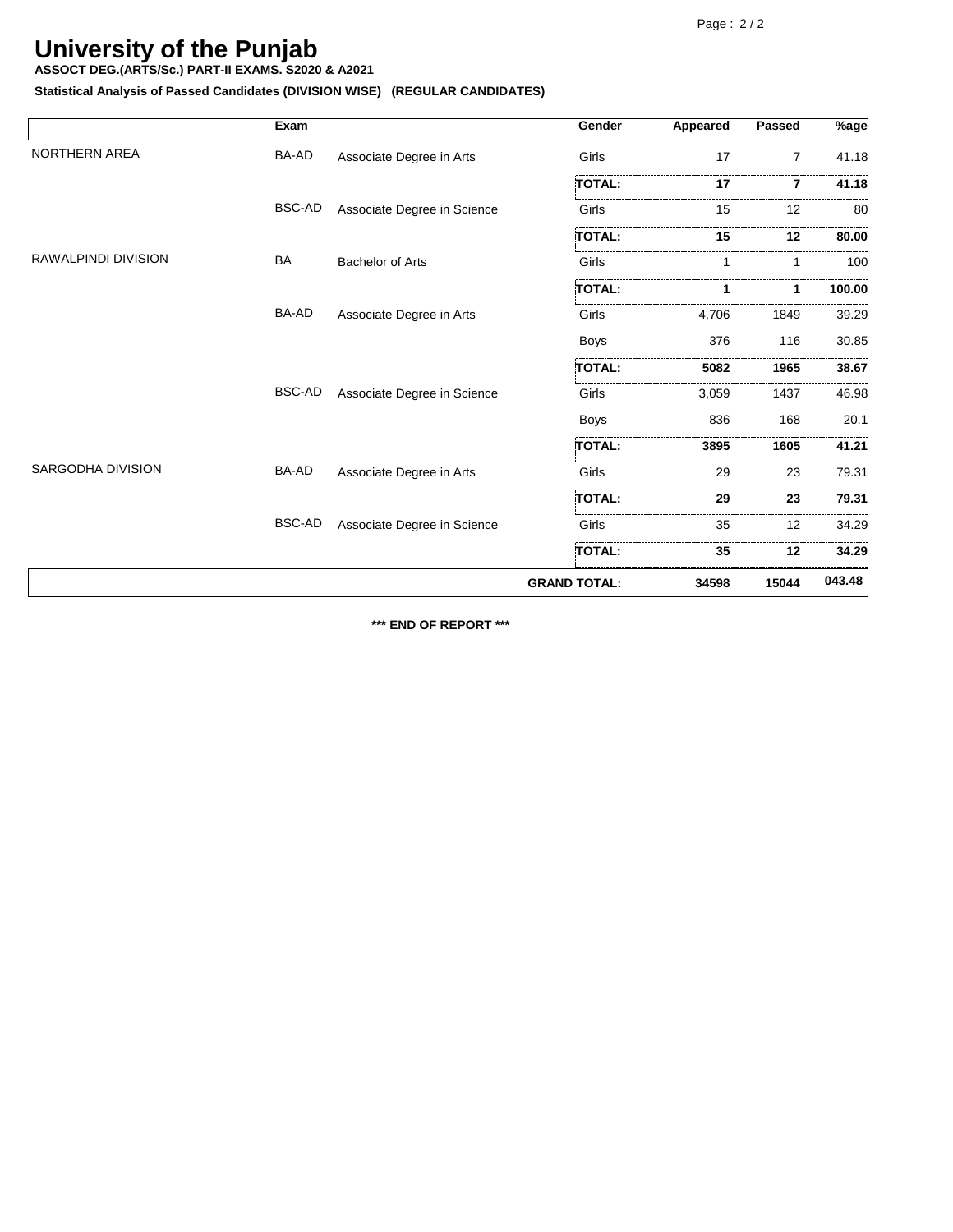# University of the Punjab

**ASSOCT DEG.(ARTS/Sc.) PART-II EXAMS. S2020 & A2021**

**Statistical Analysis of Passed Candidates (DIVISION WISE) (REGULAR CANDIDATES)**

| | Exam | | Gender | Appeared | Passed | %age |
|---|---|---|---|---|---|---|
| NORTHERN AREA | BA-AD | Associate Degree in Arts | Girls | 17 | 7 | 41.18 |
| | | | **TOTAL:** | **17** | **7** | **41.18** |
| | BSC-AD | Associate Degree in Science | Girls | 15 | 12 | 80 |
| | | | **TOTAL:** | **15** | **12** | **80.00** |
| RAWALPINDI DIVISION | BA | Bachelor of Arts | Girls | 1 | 1 | 100 |
| | | | **TOTAL:** | **1** | **1** | **100.00** |
| | BA-AD | Associate Degree in Arts | Girls | 4,706 | 1849 | 39.29 |
| | | | Boys | 376 | 116 | 30.85 |
| | | | **TOTAL:** | **5082** | **1965** | **38.67** |
| | BSC-AD | Associate Degree in Science | Girls | 3,059 | 1437 | 46.98 |
| | | | Boys | 836 | 168 | 20.1 |
| | | | **TOTAL:** | **3895** | **1605** | **41.21** |
| SARGODHA DIVISION | BA-AD | Associate Degree in Arts | Girls | 29 | 23 | 79.31 |
| | | | **TOTAL:** | **29** | **23** | **79.31** |
| | BSC-AD | Associate Degree in Science | Girls | 35 | 12 | 34.29 |
| | | | **TOTAL:** | **35** | **12** | **34.29** |
| | | | **GRAND TOTAL:** | **34598** | **15044** | **043.48** |

**\*\*\* END OF REPORT \*\*\***